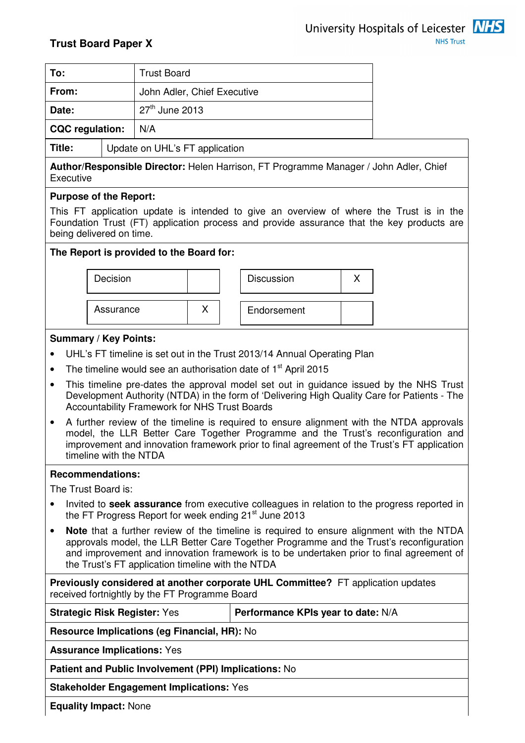University Hospitals of Leicester NHS Trust

**Trust Board Paper X**

| | |
|---|---|
| **To:** | Trust Board |
| **From:** | John Adler, Chief Executive |
| **Date:** | 27th June 2013 |
| **CQC regulation:** | N/A |

**Title:** Update on UHL's FT application

**Author/Responsible Director:** Helen Harrison, FT Programme Manager / John Adler, Chief Executive

**Purpose of the Report:**

This FT application update is intended to give an overview of where the Trust is in the Foundation Trust (FT) application process and provide assurance that the key products are being delivered on time.

**The Report is provided to the Board for:**

| | | | |
|---|---|---|---|
| Decision | | Discussion | X |
| Assurance | X | Endorsement | |

**Summary / Key Points:**

- UHL's FT timeline is set out in the Trust 2013/14 Annual Operating Plan
- The timeline would see an authorisation date of 1st April 2015
- This timeline pre-dates the approval model set out in guidance issued by the NHS Trust Development Authority (NTDA) in the form of 'Delivering High Quality Care for Patients - The Accountability Framework for NHS Trust Boards
- A further review of the timeline is required to ensure alignment with the NTDA approvals model, the LLR Better Care Together Programme and the Trust's reconfiguration and improvement and innovation framework prior to final agreement of the Trust's FT application timeline with the NTDA

**Recommendations:**

The Trust Board is:

- Invited to **seek assurance** from executive colleagues in relation to the progress reported in the FT Progress Report for week ending 21st June 2013
- **Note** that a further review of the timeline is required to ensure alignment with the NTDA approvals model, the LLR Better Care Together Programme and the Trust's reconfiguration and improvement and innovation framework is to be undertaken prior to final agreement of the Trust's FT application timeline with the NTDA

**Previously considered at another corporate UHL Committee?** FT application updates received fortnightly by the FT Programme Board

| | |
|---|---|
| **Strategic Risk Register:** Yes | **Performance KPIs year to date:** N/A |

**Resource Implications (eg Financial, HR):** No

**Assurance Implications:** Yes

**Patient and Public Involvement (PPI) Implications:** No

**Stakeholder Engagement Implications:** Yes

**Equality Impact:** None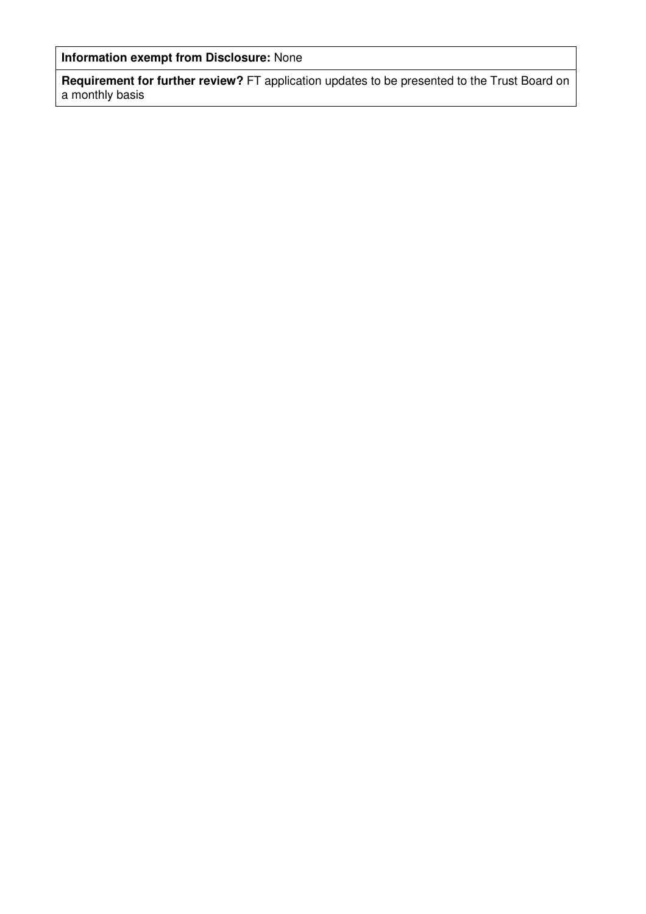| |
|---|
| **Information exempt from Disclosure:** None |
| **Requirement for further review?** FT application updates to be presented to the Trust Board on a monthly basis |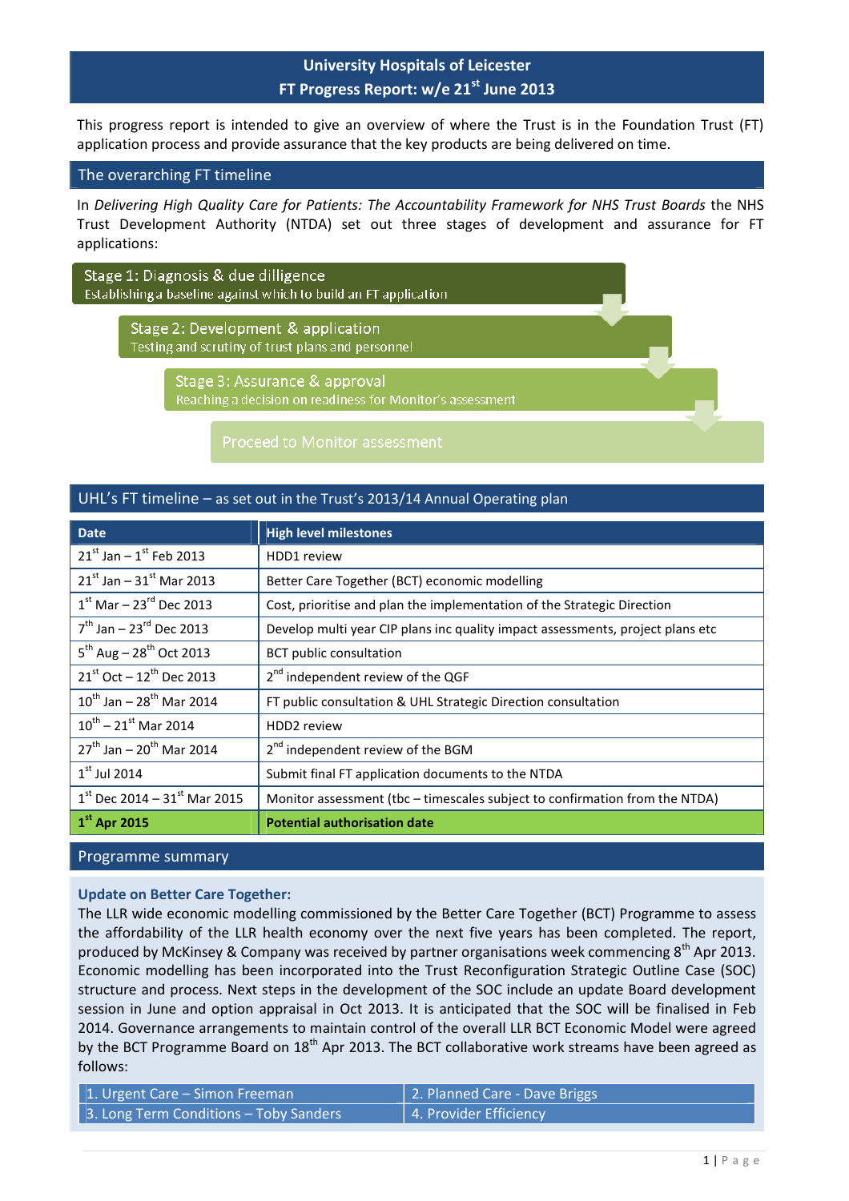# University Hospitals of Leicester
## FT Progress Report: w/e 21st June 2013

This progress report is intended to give an overview of where the Trust is in the Foundation Trust (FT) application process and provide assurance that the key products are being delivered on time.

## The overarching FT timeline

In *Delivering High Quality Care for Patients: The Accountability Framework for NHS Trust Boards* the NHS Trust Development Authority (NTDA) set out three stages of development and assurance for FT applications:

- **Stage 1: Diagnosis & due dilligence** – Establishing a baseline against which to build an FT application
- **Stage 2: Development & application** – Testing and scrutiny of trust plans and personnel
- **Stage 3: Assurance & approval** – Reaching a decision on readiness for Monitor's assessment
- **Proceed to Monitor assessment**

## UHL's FT timeline – as set out in the Trust's 2013/14 Annual Operating plan

| Date | High level milestones |
|---|---|
| 21st Jan – 1st Feb 2013 | HDD1 review |
| 21st Jan – 31st Mar 2013 | Better Care Together (BCT) economic modelling |
| 1st Mar – 23rd Dec 2013 | Cost, prioritise and plan the implementation of the Strategic Direction |
| 7th Jan – 23rd Dec 2013 | Develop multi year CIP plans inc quality impact assessments, project plans etc |
| 5th Aug – 28th Oct 2013 | BCT public consultation |
| 21st Oct – 12th Dec 2013 | 2nd independent review of the QGF |
| 10th Jan – 28th Mar 2014 | FT public consultation & UHL Strategic Direction consultation |
| 10th – 21st Mar 2014 | HDD2 review |
| 27th Jan – 20th Mar 2014 | 2nd independent review of the BGM |
| 1st Jul 2014 | Submit final FT application documents to the NTDA |
| 1st Dec 2014 – 31st Mar 2015 | Monitor assessment (tbc – timescales subject to confirmation from the NTDA) |
| **1st Apr 2015** | **Potential authorisation date** |

## Programme summary

### Update on Better Care Together:

The LLR wide economic modelling commissioned by the Better Care Together (BCT) Programme to assess the affordability of the LLR health economy over the next five years has been completed. The report, produced by McKinsey & Company was received by partner organisations week commencing 8th Apr 2013. Economic modelling has been incorporated into the Trust Reconfiguration Strategic Outline Case (SOC) structure and process. Next steps in the development of the SOC include an update Board development session in June and option appraisal in Oct 2013. It is anticipated that the SOC will be finalised in Feb 2014. Governance arrangements to maintain control of the overall LLR BCT Economic Model were agreed by the BCT Programme Board on 18th Apr 2013. The BCT collaborative work streams have been agreed as follows:

| | |
|---|---|
| 1. Urgent Care – Simon Freeman | 2. Planned Care - Dave Briggs |
| 3. Long Term Conditions – Toby Sanders | 4. Provider Efficiency |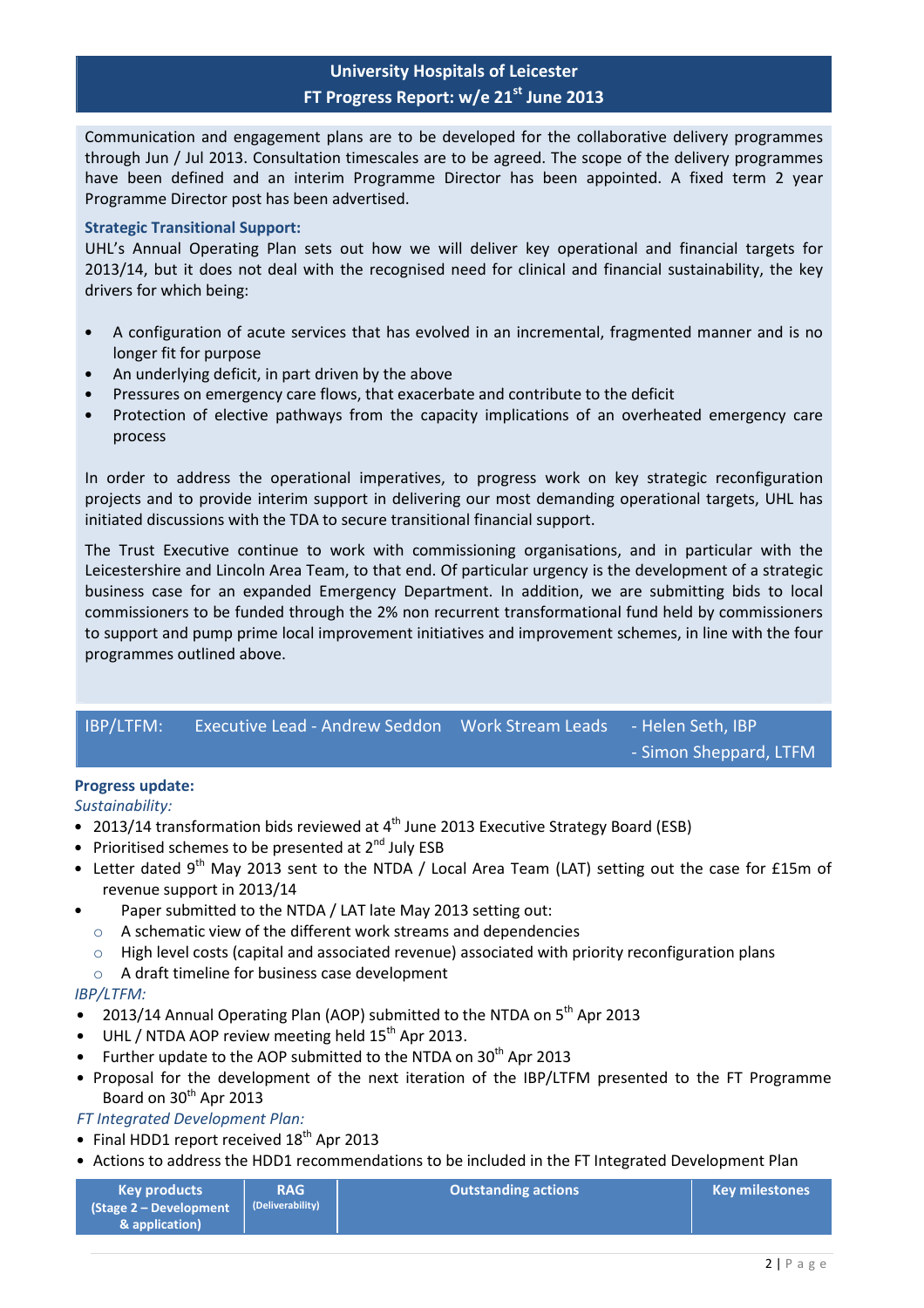# University Hospitals of Leicester
## FT Progress Report: w/e 21st June 2013

Communication and engagement plans are to be developed for the collaborative delivery programmes through Jun / Jul 2013. Consultation timescales are to be agreed. The scope of the delivery programmes have been defined and an interim Programme Director has been appointed. A fixed term 2 year Programme Director post has been advertised.

**Strategic Transitional Support:**

UHL's Annual Operating Plan sets out how we will deliver key operational and financial targets for 2013/14, but it does not deal with the recognised need for clinical and financial sustainability, the key drivers for which being:

- A configuration of acute services that has evolved in an incremental, fragmented manner and is no longer fit for purpose
- An underlying deficit, in part driven by the above
- Pressures on emergency care flows, that exacerbate and contribute to the deficit
- Protection of elective pathways from the capacity implications of an overheated emergency care process

In order to address the operational imperatives, to progress work on key strategic reconfiguration projects and to provide interim support in delivering our most demanding operational targets, UHL has initiated discussions with the TDA to secure transitional financial support.

The Trust Executive continue to work with commissioning organisations, and in particular with the Leicestershire and Lincoln Area Team, to that end. Of particular urgency is the development of a strategic business case for an expanded Emergency Department. In addition, we are submitting bids to local commissioners to be funded through the 2% non recurrent transformational fund held by commissioners to support and pump prime local improvement initiatives and improvement schemes, in line with the four programmes outlined above.

| IBP/LTFM: | Executive Lead - Andrew Seddon | Work Stream Leads | - Helen Seth, IBP<br>- Simon Sheppard, LTFM |
|---|---|---|---|

**Progress update:**

*Sustainability:*

- 2013/14 transformation bids reviewed at 4th June 2013 Executive Strategy Board (ESB)
- Prioritised schemes to be presented at 2nd July ESB
- Letter dated 9th May 2013 sent to the NTDA / Local Area Team (LAT) setting out the case for £15m of revenue support in 2013/14
- Paper submitted to the NTDA / LAT late May 2013 setting out:
  - A schematic view of the different work streams and dependencies
  - High level costs (capital and associated revenue) associated with priority reconfiguration plans
  - A draft timeline for business case development

*IBP/LTFM:*

- 2013/14 Annual Operating Plan (AOP) submitted to the NTDA on 5th Apr 2013
- UHL / NTDA AOP review meeting held 15th Apr 2013.
- Further update to the AOP submitted to the NTDA on 30th Apr 2013
- Proposal for the development of the next iteration of the IBP/LTFM presented to the FT Programme Board on 30th Apr 2013

*FT Integrated Development Plan:*

- Final HDD1 report received 18th Apr 2013
- Actions to address the HDD1 recommendations to be included in the FT Integrated Development Plan

| Key products (Stage 2 – Development & application) | RAG (Deliverability) | Outstanding actions | Key milestones |
|---|---|---|---|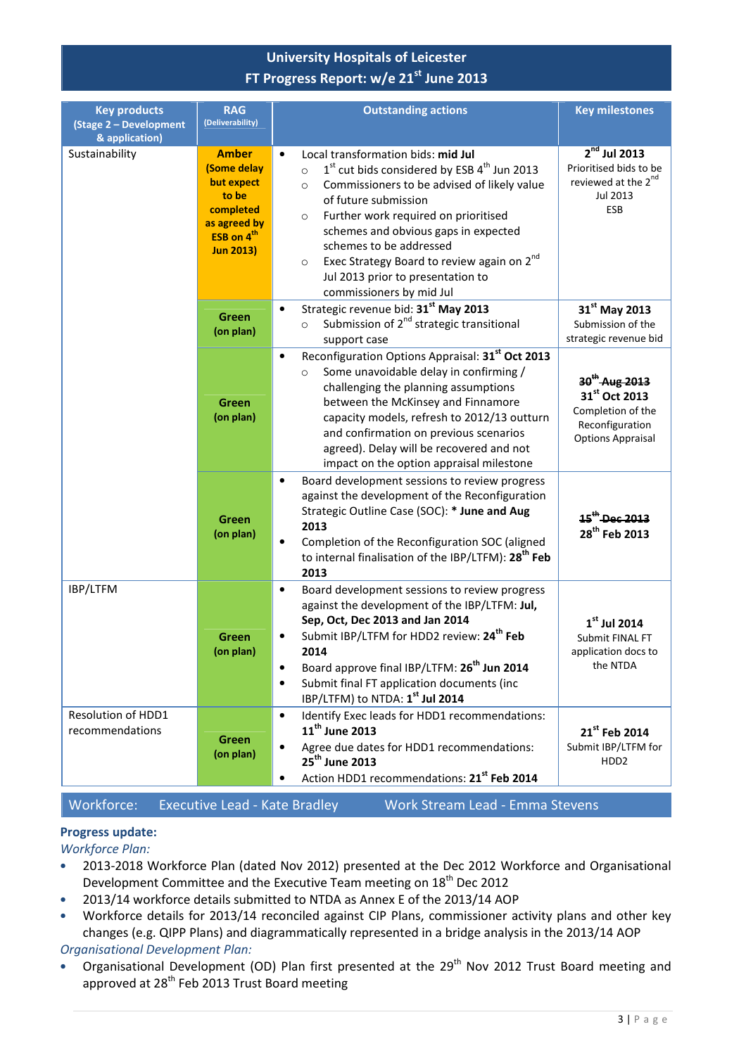# University Hospitals of Leicester
## FT Progress Report: w/e 21st June 2013

| Key products (Stage 2 – Development & application) | RAG (Deliverability) | Outstanding actions | Key milestones |
|---|---|---|---|
| Sustainability | **Amber (Some delay but expect to be completed as agreed by ESB on 4th Jun 2013)** | • Local transformation bids: **mid Jul**<br>○ 1st cut bids considered by ESB 4th Jun 2013<br>○ Commissioners to be advised of likely value of future submission<br>○ Further work required on prioritised schemes and obvious gaps in expected schemes to be addressed<br>○ Exec Strategy Board to review again on 2nd Jul 2013 prior to presentation to commissioners by mid Jul | **2nd Jul 2013**<br>Prioritised bids to be reviewed at the 2nd Jul 2013 ESB |
| | **Green (on plan)** | • Strategic revenue bid: **31st May 2013**<br>○ Submission of 2nd strategic transitional support case | **31st May 2013**<br>Submission of the strategic revenue bid |
| | **Green (on plan)** | • Reconfiguration Options Appraisal: **31st Oct 2013**<br>○ Some unavoidable delay in confirming / challenging the planning assumptions between the McKinsey and Finnamore capacity models, refresh to 2012/13 outturn and confirmation on previous scenarios agreed). Delay will be recovered and not impact on the option appraisal milestone | ~~**30th Aug 2013**~~<br>**31st Oct 2013**<br>Completion of the Reconfiguration Options Appraisal |
| | **Green (on plan)** | • Board development sessions to review progress against the development of the Reconfiguration Strategic Outline Case (SOC): **\* June and Aug 2013**<br>• Completion of the Reconfiguration SOC (aligned to internal finalisation of the IBP/LTFM): **28th Feb 2013** | ~~**15th Dec 2013**~~<br>**28th Feb 2013** |
| IBP/LTFM | **Green (on plan)** | • Board development sessions to review progress against the development of the IBP/LTFM: **Jul, Sep, Oct, Dec 2013 and Jan 2014**<br>• Submit IBP/LTFM for HDD2 review: **24th Feb 2014**<br>• Board approve final IBP/LTFM: **26th Jun 2014**<br>• Submit final FT application documents (inc IBP/LTFM) to NTDA: **1st Jul 2014** | **1st Jul 2014**<br>Submit FINAL FT application docs to the NTDA |
| Resolution of HDD1 recommendations | **Green (on plan)** | • Identify Exec leads for HDD1 recommendations: **11th June 2013**<br>• Agree due dates for HDD1 recommendations: **25th June 2013**<br>• Action HDD1 recommendations: **21st Feb 2014** | **21st Feb 2014**<br>Submit IBP/LTFM for HDD2 |

## Workforce: Executive Lead - Kate Bradley Work Stream Lead - Emma Stevens

**Progress update:**

*Workforce Plan:*

- 2013-2018 Workforce Plan (dated Nov 2012) presented at the Dec 2012 Workforce and Organisational Development Committee and the Executive Team meeting on 18th Dec 2012
- 2013/14 workforce details submitted to NTDA as Annex E of the 2013/14 AOP
- Workforce details for 2013/14 reconciled against CIP Plans, commissioner activity plans and other key changes (e.g. QIPP Plans) and diagrammatically represented in a bridge analysis in the 2013/14 AOP

*Organisational Development Plan:*

- Organisational Development (OD) Plan first presented at the 29th Nov 2012 Trust Board meeting and approved at 28th Feb 2013 Trust Board meeting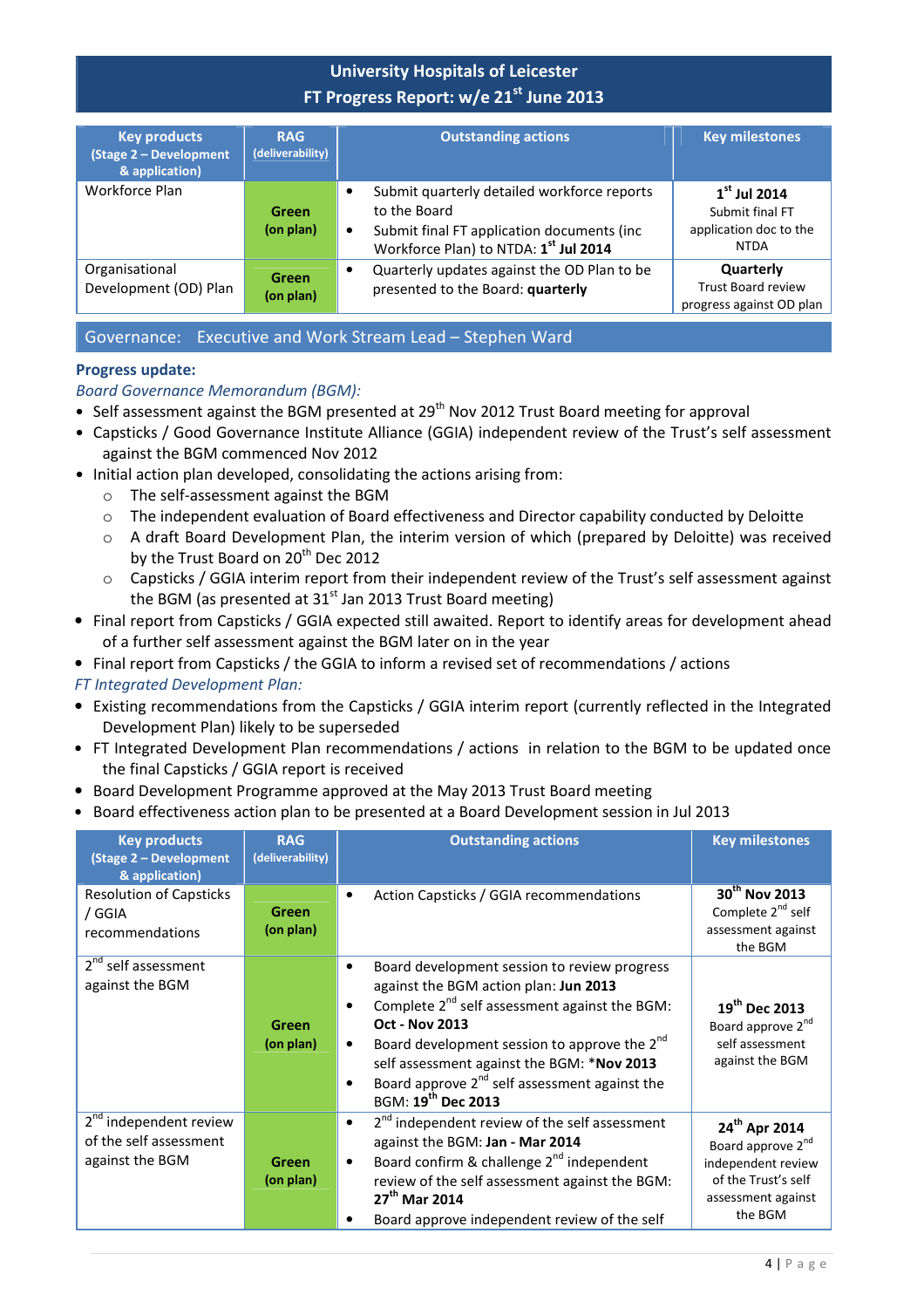## University Hospitals of Leicester
## FT Progress Report: w/e 21st June 2013

| Key products (Stage 2 – Development & application) | RAG (deliverability) | Outstanding actions | Key milestones |
|---|---|---|---|
| Workforce Plan | Green (on plan) | • Submit quarterly detailed workforce reports to the Board<br>• Submit final FT application documents (inc Workforce Plan) to NTDA: **1st Jul 2014** | **1st Jul 2014** Submit final FT application doc to the NTDA |
| Organisational Development (OD) Plan | Green (on plan) | • Quarterly updates against the OD Plan to be presented to the Board: **quarterly** | **Quarterly** Trust Board review progress against OD plan |

### Governance: Executive and Work Stream Lead – Stephen Ward

**Progress update:**

*Board Governance Memorandum (BGM):*

- Self assessment against the BGM presented at 29th Nov 2012 Trust Board meeting for approval
- Capsticks / Good Governance Institute Alliance (GGIA) independent review of the Trust's self assessment against the BGM commenced Nov 2012
- Initial action plan developed, consolidating the actions arising from:
  - The self-assessment against the BGM
  - The independent evaluation of Board effectiveness and Director capability conducted by Deloitte
  - A draft Board Development Plan, the interim version of which (prepared by Deloitte) was received by the Trust Board on 20th Dec 2012
  - Capsticks / GGIA interim report from their independent review of the Trust's self assessment against the BGM (as presented at 31st Jan 2013 Trust Board meeting)
- Final report from Capsticks / GGIA expected still awaited. Report to identify areas for development ahead of a further self assessment against the BGM later on in the year
- Final report from Capsticks / the GGIA to inform a revised set of recommendations / actions

*FT Integrated Development Plan:*

- Existing recommendations from the Capsticks / GGIA interim report (currently reflected in the Integrated Development Plan) likely to be superseded
- FT Integrated Development Plan recommendations / actions in relation to the BGM to be updated once the final Capsticks / GGIA report is received
- Board Development Programme approved at the May 2013 Trust Board meeting
- Board effectiveness action plan to be presented at a Board Development session in Jul 2013

| Key products (Stage 2 – Development & application) | RAG (deliverability) | Outstanding actions | Key milestones |
|---|---|---|---|
| Resolution of Capsticks / GGIA recommendations | Green (on plan) | • Action Capsticks / GGIA recommendations | **30th Nov 2013** Complete 2nd self assessment against the BGM |
| 2nd self assessment against the BGM | Green (on plan) | • Board development session to review progress against the BGM action plan: **Jun 2013**<br>• Complete 2nd self assessment against the BGM: **Oct - Nov 2013**<br>• Board development session to approve the 2nd self assessment against the BGM: ***Nov 2013**<br>• Board approve 2nd self assessment against the BGM: **19th Dec 2013** | **19th Dec 2013** Board approve 2nd self assessment against the BGM |
| 2nd independent review of the self assessment against the BGM | Green (on plan) | • 2nd independent review of the self assessment against the BGM: **Jan - Mar 2014**<br>• Board confirm & challenge 2nd independent review of the self assessment against the BGM: **27th Mar 2014**<br>• Board approve independent review of the self | **24th Apr 2014** Board approve 2nd independent review of the Trust's self assessment against the BGM |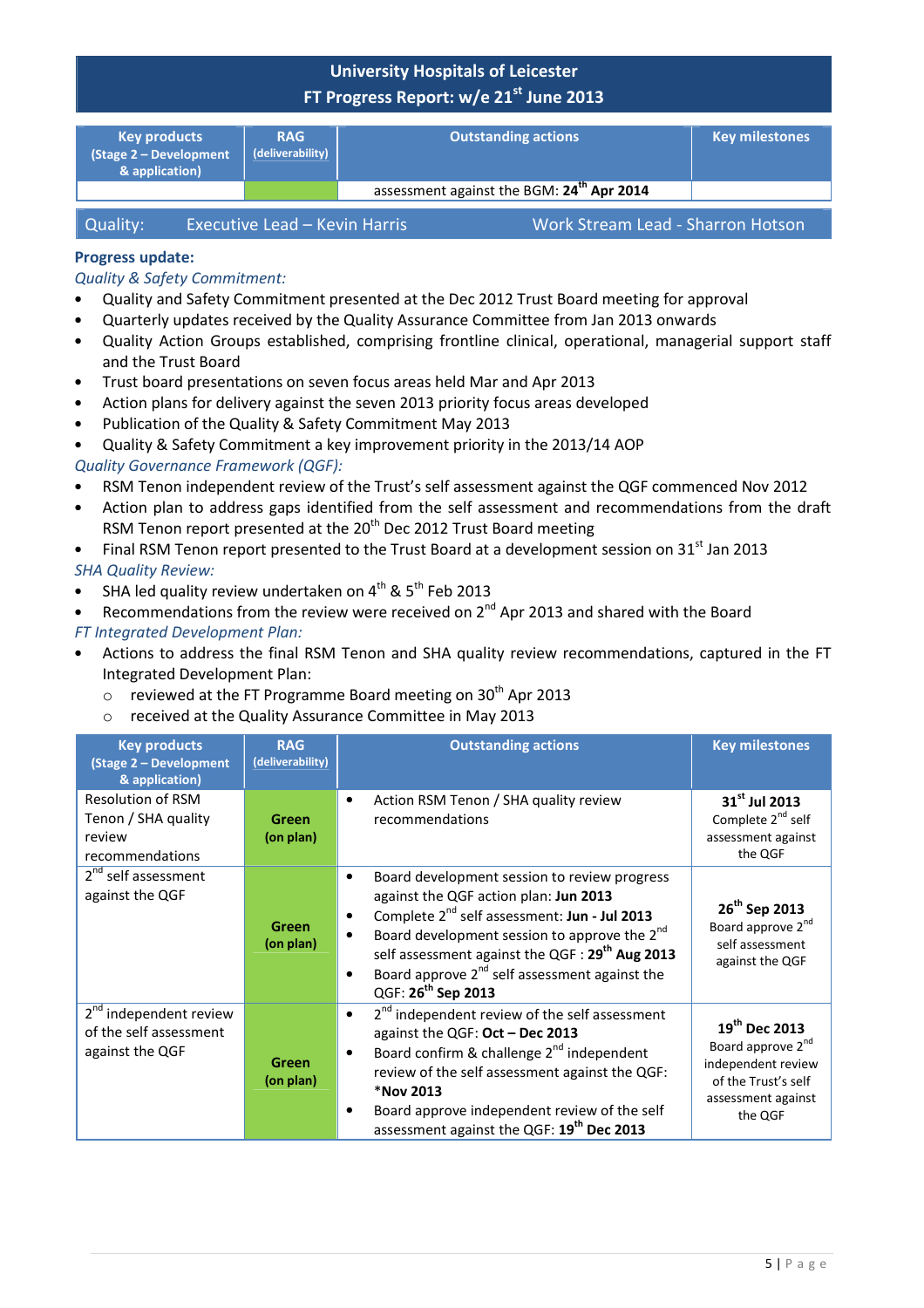# University Hospitals of Leicester
## FT Progress Report: w/e 21st June 2013

| Key products (Stage 2 – Development & application) | RAG (deliverability) | Outstanding actions | Key milestones |
|---|---|---|---|
| | | assessment against the BGM: **24th Apr 2014** | |

## Quality: Executive Lead – Kevin Harris — Work Stream Lead - Sharron Hotson

**Progress update:**

*Quality & Safety Commitment:*

- Quality and Safety Commitment presented at the Dec 2012 Trust Board meeting for approval
- Quarterly updates received by the Quality Assurance Committee from Jan 2013 onwards
- Quality Action Groups established, comprising frontline clinical, operational, managerial support staff and the Trust Board
- Trust board presentations on seven focus areas held Mar and Apr 2013
- Action plans for delivery against the seven 2013 priority focus areas developed
- Publication of the Quality & Safety Commitment May 2013
- Quality & Safety Commitment a key improvement priority in the 2013/14 AOP

*Quality Governance Framework (QGF):*

- RSM Tenon independent review of the Trust's self assessment against the QGF commenced Nov 2012
- Action plan to address gaps identified from the self assessment and recommendations from the draft RSM Tenon report presented at the 20th Dec 2012 Trust Board meeting
- Final RSM Tenon report presented to the Trust Board at a development session on 31st Jan 2013

*SHA Quality Review:*

- SHA led quality review undertaken on 4th & 5th Feb 2013
- Recommendations from the review were received on 2nd Apr 2013 and shared with the Board

*FT Integrated Development Plan:*

- Actions to address the final RSM Tenon and SHA quality review recommendations, captured in the FT Integrated Development Plan:
  - reviewed at the FT Programme Board meeting on 30th Apr 2013
  - received at the Quality Assurance Committee in May 2013

| Key products (Stage 2 – Development & application) | RAG (deliverability) | Outstanding actions | Key milestones |
|---|---|---|---|
| Resolution of RSM Tenon / SHA quality review recommendations | **Green (on plan)** | • Action RSM Tenon / SHA quality review recommendations | **31st Jul 2013** Complete 2nd self assessment against the QGF |
| 2nd self assessment against the QGF | **Green (on plan)** | • Board development session to review progress against the QGF action plan: **Jun 2013**<br>• Complete 2nd self assessment: **Jun - Jul 2013**<br>• Board development session to approve the 2nd self assessment against the QGF : **29th Aug 2013**<br>• Board approve 2nd self assessment against the QGF: **26th Sep 2013** | **26th Sep 2013** Board approve 2nd self assessment against the QGF |
| 2nd independent review of the self assessment against the QGF | **Green (on plan)** | • 2nd independent review of the self assessment against the QGF: **Oct – Dec 2013**<br>• Board confirm & challenge 2nd independent review of the self assessment against the QGF: ***Nov 2013**<br>• Board approve independent review of the self assessment against the QGF: **19th Dec 2013** | **19th Dec 2013** Board approve 2nd independent review of the Trust's self assessment against the QGF |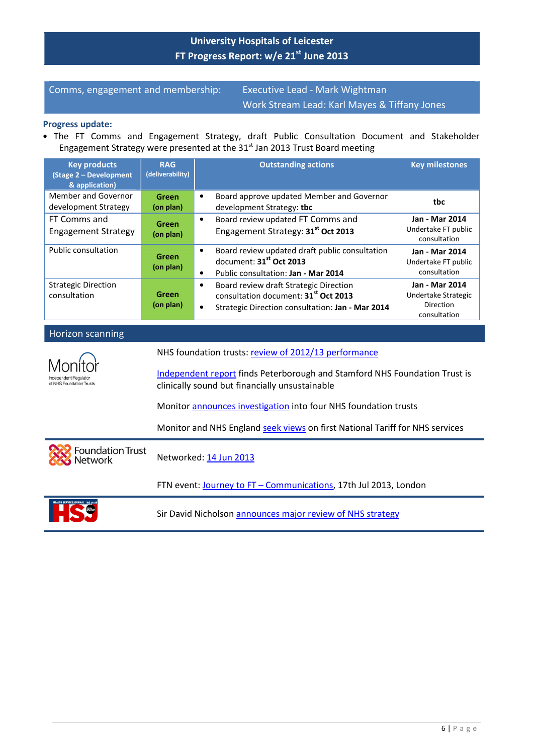# University Hospitals of Leicester
## FT Progress Report: w/e 21st June 2013

## Comms, engagement and membership:

Executive Lead - Mark Wightman
Work Stream Lead: Karl Mayes & Tiffany Jones

**Progress update:**

- The FT Comms and Engagement Strategy, draft Public Consultation Document and Stakeholder Engagement Strategy were presented at the 31st Jan 2013 Trust Board meeting

| Key products (Stage 2 – Development & application) | RAG (deliverability) | Outstanding actions | Key milestones |
|---|---|---|---|
| Member and Governor development Strategy | **Green (on plan)** | • Board approve updated Member and Governor development Strategy: **tbc** | **tbc** |
| FT Comms and Engagement Strategy | **Green (on plan)** | • Board review updated FT Comms and Engagement Strategy: **31st Oct 2013** | **Jan - Mar 2014** Undertake FT public consultation |
| Public consultation | **Green (on plan)** | • Board review updated draft public consultation document: **31st Oct 2013**<br>• Public consultation: **Jan - Mar 2014** | **Jan - Mar 2014** Undertake FT public consultation |
| Strategic Direction consultation | **Green (on plan)** | • Board review draft Strategic Direction consultation document: **31st Oct 2013**<br>• Strategic Direction consultation: **Jan - Mar 2014** | **Jan - Mar 2014** Undertake Strategic Direction consultation |

## Horizon scanning

Monitor
Independent Regulator of NHS Foundation Trusts

NHS foundation trusts: review of 2012/13 performance

Independent report finds Peterborough and Stamford NHS Foundation Trust is clinically sound but financially unsustainable

Monitor announces investigation into four NHS foundation trusts

Monitor and NHS England seek views on first National Tariff for NHS services

Foundation Trust Network

Networked: 14 Jun 2013

FTN event: Journey to FT – Communications, 17th Jul 2013, London

HSJ

Sir David Nicholson announces major review of NHS strategy